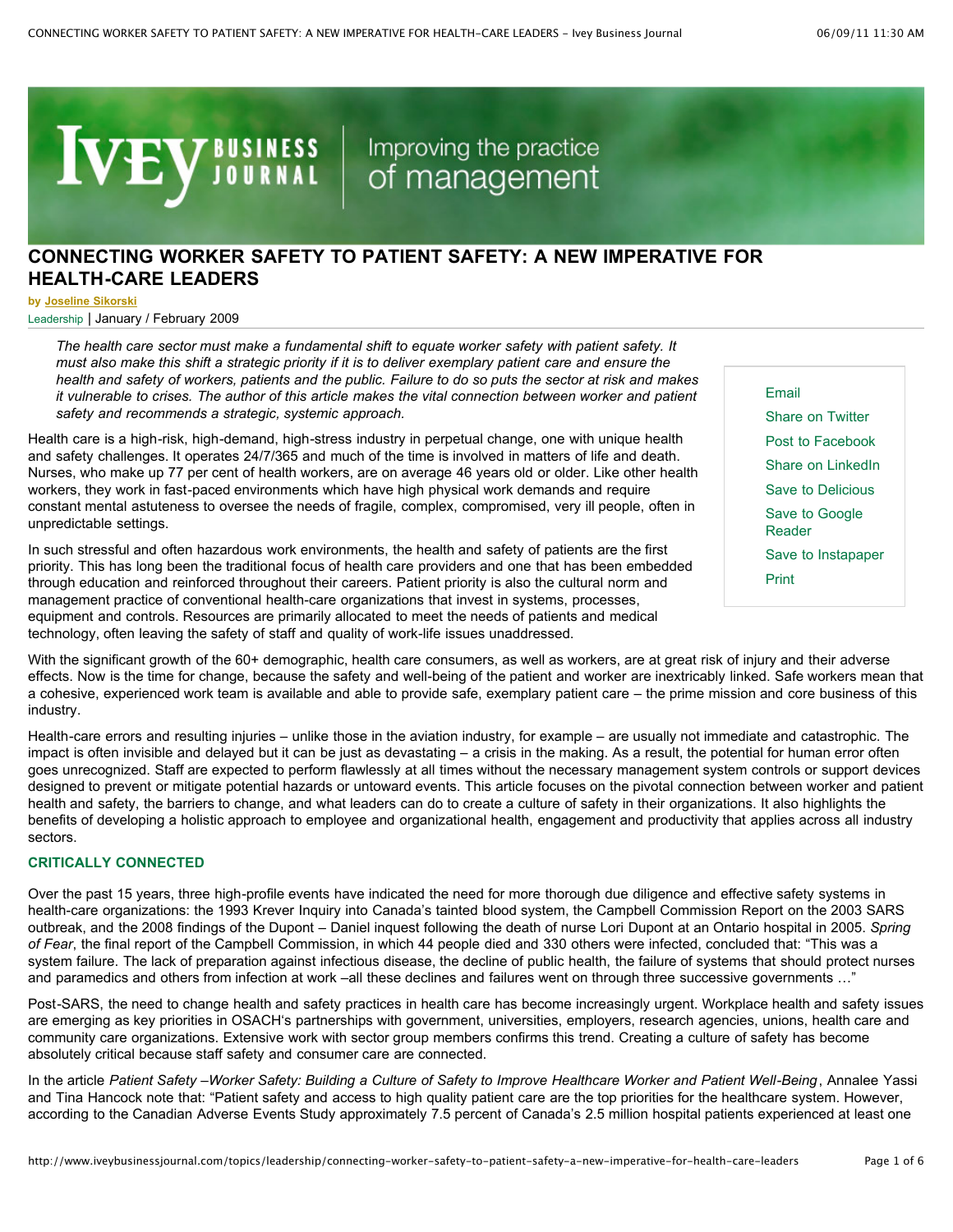# CONNECTING WORKER SAFETY TO PATIENT SAFETY: A NEW IMPERATIVE FOR HEALTH-CARE LEADERS

**by Joseline Sikorski**

Leadership | January / February 2009

*The health care sector must make a fundamental shift to equate worker safety with patient safety. It must also make this shift a strategic priority if it is to deliver exemplary patient care and ensure the health and safety of workers, patients and the public. Failure to do so puts the sector at risk and makes it vulnerable to crises. The author of this article makes the vital connection between worker and patient safety and recommends a strategic, systemic approach.*

Health care is a high-risk, high-demand, high-stress industry in perpetual change, one with unique health and safety challenges. It operates 24/7/365 and much of the time is involved in matters of life and death. Nurses, who make up 77 per cent of health workers, are on average 46 years old or older. Like other health workers, they work in fast-paced environments which have high physical work demands and require constant mental astuteness to oversee the needs of fragile, complex, compromised, very ill people, often in unpredictable settings.

In such stressful and often hazardous work environments, the health and safety of patients are the first priority. This has long been the traditional focus of health care providers and one that has been embedded through education and reinforced throughout their careers. Patient priority is also the cultural norm and management practice of conventional health-care organizations that invest in systems, processes, equipment and controls. Resources are primarily allocated to meet the needs of patients and medical technology, often leaving the safety of staff and quality of work-life issues unaddressed.

With the significant growth of the 60+ demographic, health care consumers, as well as workers, are at great risk of injury and their adverse effects. Now is the time for change, because the safety and well-being of the patient and worker are inextricably linked. Safe workers mean that a cohesive, experienced work team is available and able to provide safe, exemplary patient care – the prime mission and core business of this industry.

Health-care errors and resulting injuries – unlike those in the aviation industry, for example – are usually not immediate and catastrophic. The impact is often invisible and delayed but it can be just as devastating – a crisis in the making. As a result, the potential for human error often goes unrecognized. Staff are expected to perform flawlessly at all times without the necessary management system controls or support devices designed to prevent or mitigate potential hazards or untoward events. This article focuses on the pivotal connection between worker and patient health and safety, the barriers to change, and what leaders can do to create a culture of safety in their organizations. It also highlights the benefits of developing a holistic approach to employee and organizational health, engagement and productivity that applies across all industry sectors.

### CRITICALLY CONNECTED

Over the past 15 years, three high-profile events have indicated the need for more thorough due diligence and effective safety systems in health-care organizations: the 1993 Krever Inquiry into Canada's tainted blood system, the Campbell Commission Report on the 2003 SARS outbreak, and the 2008 findings of the Dupont – Daniel inquest following the death of nurse Lori Dupont at an Ontario hospital in 2005. *Spring of Fear*, the final report of the Campbell Commission, in which 44 people died and 330 others were infected, concluded that: "This was a system failure. The lack of preparation against infectious disease, the decline of public health, the failure of systems that should protect nurses and paramedics and others from infection at work –all these declines and failures went on through three successive governments …"

Post-SARS, the need to change health and safety practices in health care has become increasingly urgent. Workplace health and safety issues are emerging as key priorities in OSACH's partnerships with government, universities, employers, research agencies, unions, health care and community care organizations. Extensive work with sector group members confirms this trend. Creating a culture of safety has become absolutely critical because staff safety and consumer care are connected.

In the article *Patient Safety –Worker Safety: Building a Culture of Safety to Improve Healthcare Worker and Patient Well-Being*, Annalee Yassi and Tina Hancock note that: "Patient safety and access to high quality patient care are the top priorities for the healthcare system. However, according to the Canadian Adverse Events Study approximately 7.5 percent of Canada's 2.5 million hospital patients experienced at least one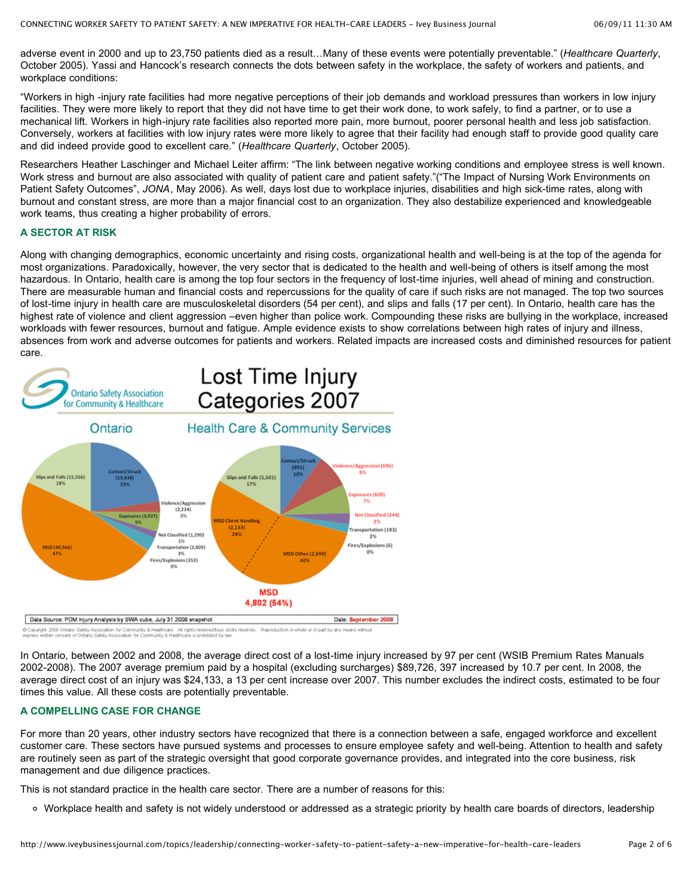adverse event in 2000 and up to 23,750 patients died as a result…Many of these events were potentially preventable." (*Healthcare Quarterly*, October 2005). Yassi and Hancock's research connects the dots between safety in the workplace, the safety of workers and patients, and workplace conditions:

"Workers in high -injury rate facilities had more negative perceptions of their job demands and workload pressures than workers in low injury facilities. They were more likely to report that they did not have time to get their work done, to work safely, to find a partner, or to use a mechanical lift. Workers in high-injury rate facilities also reported more pain, more burnout, poorer personal health and less job satisfaction. Conversely, workers at facilities with low injury rates were more likely to agree that their facility had enough staff to provide good quality care and did indeed provide good to excellent care." (*Healthcare Quarterly*, October 2005).

Researchers Heather Laschinger and Michael Leiter affirm: "The link between negative working conditions and employee stress is well known. Work stress and burnout are also associated with quality of patient care and patient safety."("The Impact of Nursing Work Environments on Patient Safety Outcomes", *JONA*, May 2006). As well, days lost due to workplace injuries, disabilities and high sick-time rates, along with burnout and constant stress, are more than a major financial cost to an organization. They also destabilize experienced and knowledgeable work teams, thus creating a higher probability of errors.

## A SECTOR AT RISK

Along with changing demographics, economic uncertainty and rising costs, organizational health and well-being is at the top of the agenda for most organizations. Paradoxically, however, the very sector that is dedicated to the health and well-being of others is itself among the most hazardous. In Ontario, health care is among the top four sectors in the frequency of lost-time injuries, well ahead of mining and construction. There are measurable human and financial costs and repercussions for the quality of care if such risks are not managed. The top two sources of lost-time injury in health care are musculoskeletal disorders (54 per cent), and slips and falls (17 per cent). In Ontario, health care has the highest rate of violence and client aggression –even higher than police work. Compounding these risks are bullying in the workplace, increased workloads with fewer resources, burnout and fatigue. Ample evidence exists to show correlations between high rates of injury and illness, absences from work and adverse outcomes for patients and workers. Related impacts are increased costs and diminished resources for patient care.

**Lost Time Injury Categories 2007** (Ontario Safety Association for Community & Healthcare)

| Category | Ontario | Health Care & Community Services |
| --- | --- | --- |
| Contact/Struck | 19,438 (23%) | 891 (10%) |
| Violence/Aggression | 2,224 (3%) | 696 (8%) |
| Exposures | 3,937 (5%) | 600 (7%) |
| Not Classified | 1,290 (1%) | 244 (2%) |
| Transportation | 2,809 (3%) | 183 (2%) |
| Fires/Explosions | 352 (0%) | 6 (0%) |
| MSD | 40,566 (47%) | 4,802 (54%) — MSD Client Handling 2,133 (24%); MSD Other 2,699 (30%) |
| Slips and Falls | 15,556 (18%) | 1,501 (17%) |

Data Source: PDM Injury Analysis by SWA cube, July 31 2008 snapshot. Date: September 2008

© Copyright 2008 Ontario Safety Association for Community & Healthcare. All rights reserved/tous droits réservés. Reproduction in whole or in part by any means without express written consent of Ontario Safety Association for Community & Healthcare is prohibited by law

In Ontario, between 2002 and 2008, the average direct cost of a lost-time injury increased by 97 per cent (WSIB Premium Rates Manuals 2002-2008). The 2007 average premium paid by a hospital (excluding surcharges) $89,726, 397 increased by 10.7 per cent. In 2008, the average direct cost of an injury was $24,133, a 13 per cent increase over 2007. This number excludes the indirect costs, estimated to be four times this value. All these costs are potentially preventable.

## A COMPELLING CASE FOR CHANGE

For more than 20 years, other industry sectors have recognized that there is a connection between a safe, engaged workforce and excellent customer care. These sectors have pursued systems and processes to ensure employee safety and well-being. Attention to health and safety are routinely seen as part of the strategic oversight that good corporate governance provides, and integrated into the core business, risk management and due diligence practices.

This is not standard practice in the health care sector. There are a number of reasons for this:

- Workplace health and safety is not widely understood or addressed as a strategic priority by health care boards of directors, leadership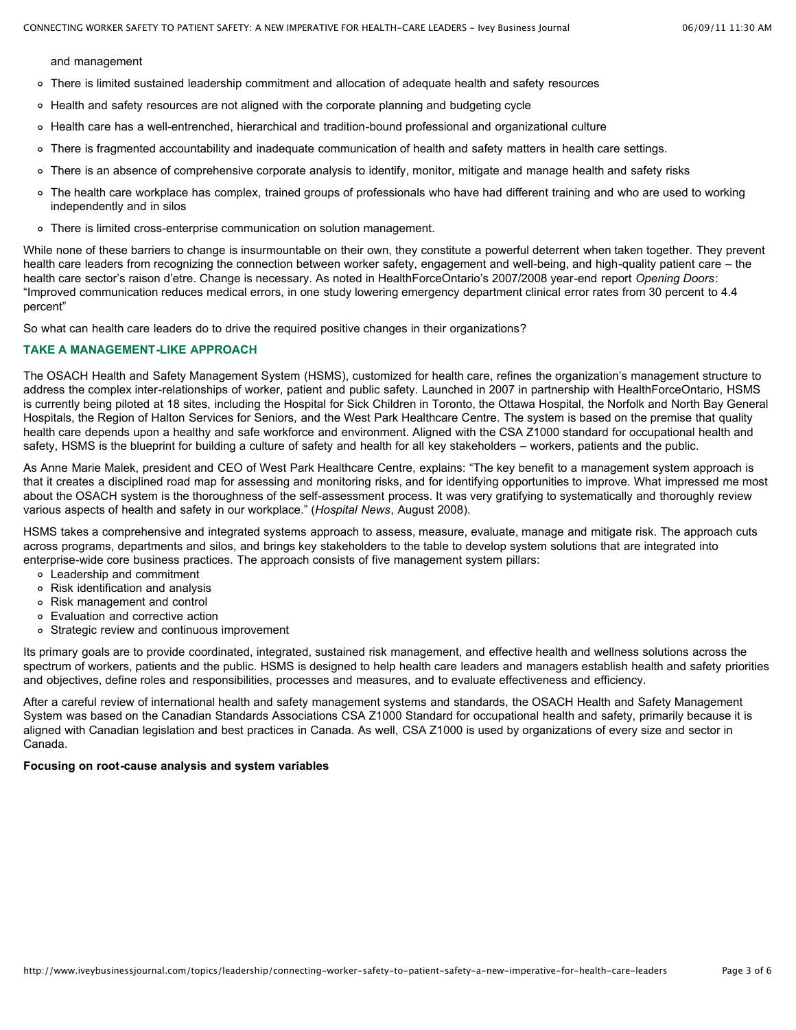and management

- There is limited sustained leadership commitment and allocation of adequate health and safety resources
- Health and safety resources are not aligned with the corporate planning and budgeting cycle
- Health care has a well-entrenched, hierarchical and tradition-bound professional and organizational culture
- There is fragmented accountability and inadequate communication of health and safety matters in health care settings.
- There is an absence of comprehensive corporate analysis to identify, monitor, mitigate and manage health and safety risks
- The health care workplace has complex, trained groups of professionals who have had different training and who are used to working independently and in silos
- There is limited cross-enterprise communication on solution management.

While none of these barriers to change is insurmountable on their own, they constitute a powerful deterrent when taken together. They prevent health care leaders from recognizing the connection between worker safety, engagement and well-being, and high-quality patient care – the health care sector's raison d'etre. Change is necessary. As noted in HealthForceOntario's 2007/2008 year-end report *Opening Doors*: "Improved communication reduces medical errors, in one study lowering emergency department clinical error rates from 30 percent to 4.4 percent"

So what can health care leaders do to drive the required positive changes in their organizations?

## TAKE A MANAGEMENT-LIKE APPROACH

The OSACH Health and Safety Management System (HSMS), customized for health care, refines the organization's management structure to address the complex inter-relationships of worker, patient and public safety. Launched in 2007 in partnership with HealthForceOntario, HSMS is currently being piloted at 18 sites, including the Hospital for Sick Children in Toronto, the Ottawa Hospital, the Norfolk and North Bay General Hospitals, the Region of Halton Services for Seniors, and the West Park Healthcare Centre. The system is based on the premise that quality health care depends upon a healthy and safe workforce and environment. Aligned with the CSA Z1000 standard for occupational health and safety, HSMS is the blueprint for building a culture of safety and health for all key stakeholders – workers, patients and the public.

As Anne Marie Malek, president and CEO of West Park Healthcare Centre, explains: "The key benefit to a management system approach is that it creates a disciplined road map for assessing and monitoring risks, and for identifying opportunities to improve. What impressed me most about the OSACH system is the thoroughness of the self-assessment process. It was very gratifying to systematically and thoroughly review various aspects of health and safety in our workplace." (*Hospital News*, August 2008).

HSMS takes a comprehensive and integrated systems approach to assess, measure, evaluate, manage and mitigate risk. The approach cuts across programs, departments and silos, and brings key stakeholders to the table to develop system solutions that are integrated into enterprise-wide core business practices. The approach consists of five management system pillars:

- Leadership and commitment
- Risk identification and analysis
- Risk management and control
- Evaluation and corrective action
- Strategic review and continuous improvement

Its primary goals are to provide coordinated, integrated, sustained risk management, and effective health and wellness solutions across the spectrum of workers, patients and the public. HSMS is designed to help health care leaders and managers establish health and safety priorities and objectives, define roles and responsibilities, processes and measures, and to evaluate effectiveness and efficiency.

After a careful review of international health and safety management systems and standards, the OSACH Health and Safety Management System was based on the Canadian Standards Associations CSA Z1000 Standard for occupational health and safety, primarily because it is aligned with Canadian legislation and best practices in Canada. As well, CSA Z1000 is used by organizations of every size and sector in Canada.

**Focusing on root-cause analysis and system variables**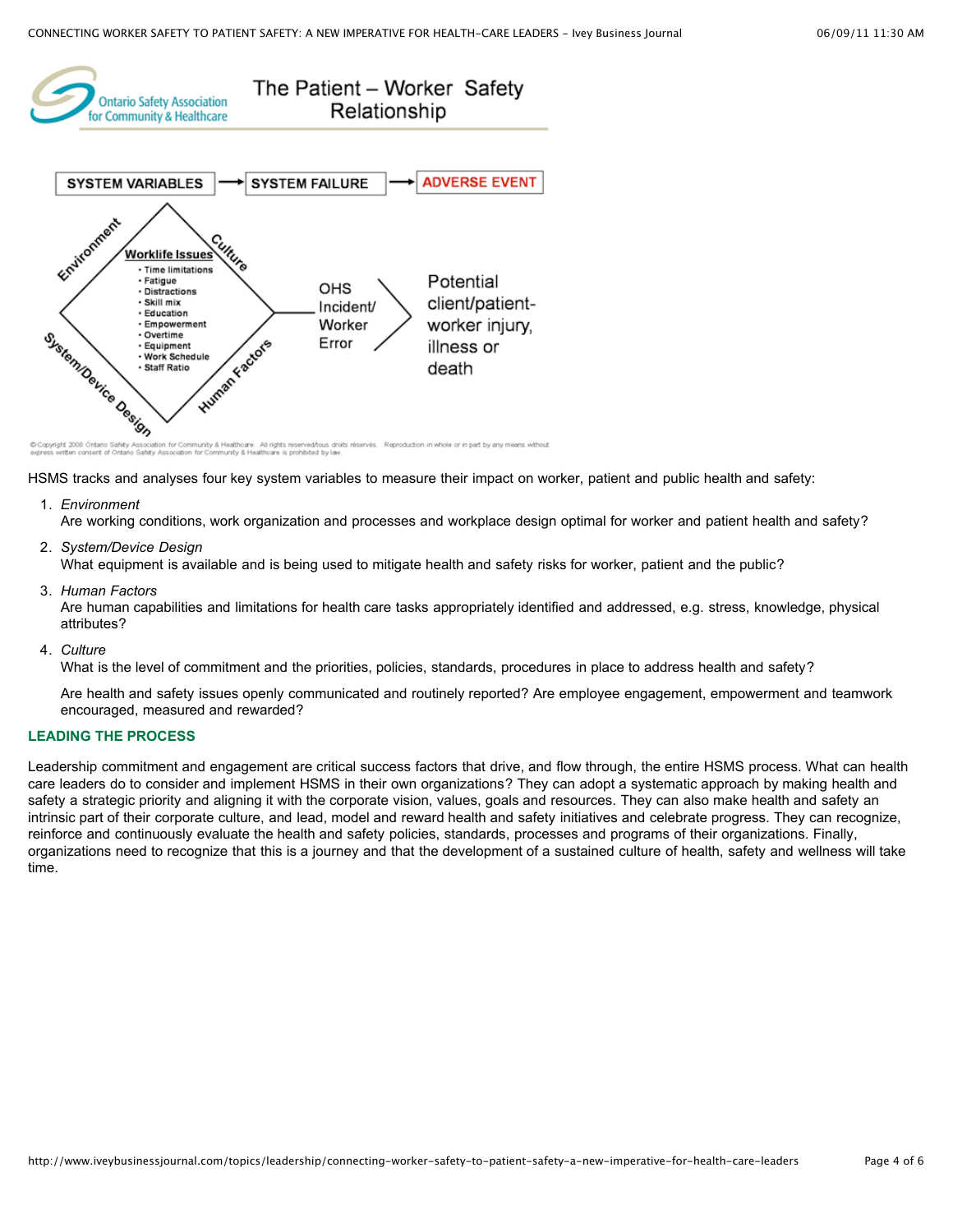## The Patient – Worker Safety Relationship

Ontario Safety Association for Community & Healthcare

SYSTEM VARIABLES → SYSTEM FAILURE → ADVERSE EVENT

Environment / Culture / System/Device Design / Human Factors

**Worklife Issues**

- Time limitations
- Fatigue
- Distractions
- Skill mix
- Education
- Empowerment
- Overtime
- Equipment
- Work Schedule
- Staff Ratio

OHS Incident/ Worker Error → Potential client/patient-worker injury, illness or death

©Copyright 2008 Ontario Safety Association for Community & Healthcare. All rights reserved/tous droits réservés. Reproduction in whole or in part by any means without express written consent of Ontario Safety Association for Community & Healthcare is prohibited by law

HSMS tracks and analyses four key system variables to measure their impact on worker, patient and public health and safety:

1. *Environment*
   Are working conditions, work organization and processes and workplace design optimal for worker and patient health and safety?
2. *System/Device Design*
   What equipment is available and is being used to mitigate health and safety risks for worker, patient and the public?
3. *Human Factors*
   Are human capabilities and limitations for health care tasks appropriately identified and addressed, e.g. stress, knowledge, physical attributes?
4. *Culture*
   What is the level of commitment and the priorities, policies, standards, procedures in place to address health and safety?

   Are health and safety issues openly communicated and routinely reported? Are employee engagement, empowerment and teamwork encouraged, measured and rewarded?

### LEADING THE PROCESS

Leadership commitment and engagement are critical success factors that drive, and flow through, the entire HSMS process. What can health care leaders do to consider and implement HSMS in their own organizations? They can adopt a systematic approach by making health and safety a strategic priority and aligning it with the corporate vision, values, goals and resources. They can also make health and safety an intrinsic part of their corporate culture, and lead, model and reward health and safety initiatives and celebrate progress. They can recognize, reinforce and continuously evaluate the health and safety policies, standards, processes and programs of their organizations. Finally, organizations need to recognize that this is a journey and that the development of a sustained culture of health, safety and wellness will take time.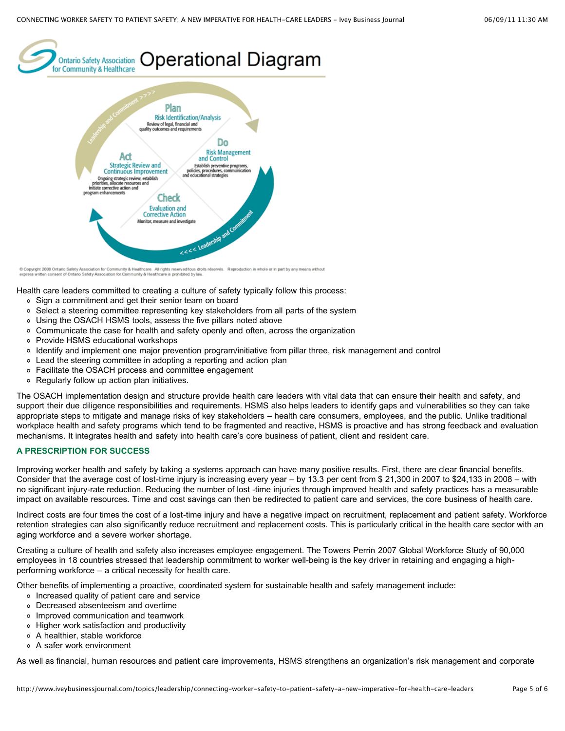Health care leaders committed to creating a culture of safety typically follow this process:

- Sign a commitment and get their senior team on board
- Select a steering committee representing key stakeholders from all parts of the system
- Using the OSACH HSMS tools, assess the five pillars noted above
- Communicate the case for health and safety openly and often, across the organization
- Provide HSMS educational workshops
- Identify and implement one major prevention program/initiative from pillar three, risk management and control
- Lead the steering committee in adopting a reporting and action plan
- Facilitate the OSACH process and committee engagement
- Regularly follow up action plan initiatives.

The OSACH implementation design and structure provide health care leaders with vital data that can ensure their health and safety, and support their due diligence responsibilities and requirements. HSMS also helps leaders to identify gaps and vulnerabilities so they can take appropriate steps to mitigate and manage risks of key stakeholders – health care consumers, employees, and the public. Unlike traditional workplace health and safety programs which tend to be fragmented and reactive, HSMS is proactive and has strong feedback and evaluation mechanisms. It integrates health and safety into health care's core business of patient, client and resident care.

### A PRESCRIPTION FOR SUCCESS

Improving worker health and safety by taking a systems approach can have many positive results. First, there are clear financial benefits. Consider that the average cost of lost-time injury is increasing every year – by 13.3 per cent from $ 21,300 in 2007 to $24,133 in 2008 – with no significant injury-rate reduction. Reducing the number of lost -time injuries through improved health and safety practices has a measurable impact on available resources. Time and cost savings can then be redirected to patient care and services, the core business of health care.

Indirect costs are four times the cost of a lost-time injury and have a negative impact on recruitment, replacement and patient safety. Workforce retention strategies can also significantly reduce recruitment and replacement costs. This is particularly critical in the health care sector with an aging workforce and a severe worker shortage.

Creating a culture of health and safety also increases employee engagement. The Towers Perrin 2007 Global Workforce Study of 90,000 employees in 18 countries stressed that leadership commitment to worker well-being is the key driver in retaining and engaging a high-performing workforce – a critical necessity for health care.

Other benefits of implementing a proactive, coordinated system for sustainable health and safety management include:

- Increased quality of patient care and service
- Decreased absenteeism and overtime
- Improved communication and teamwork
- Higher work satisfaction and productivity
- A healthier, stable workforce
- A safer work environment

As well as financial, human resources and patient care improvements, HSMS strengthens an organization's risk management and corporate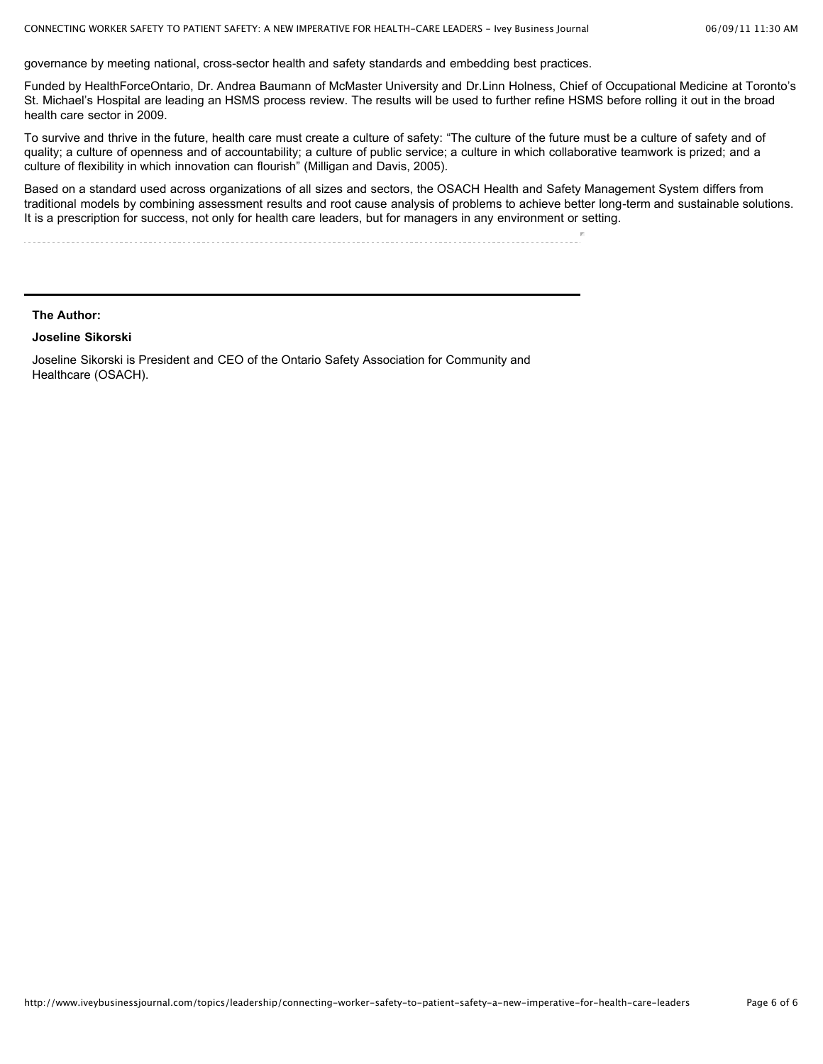governance by meeting national, cross-sector health and safety standards and embedding best practices.

Funded by HealthForceOntario, Dr. Andrea Baumann of McMaster University and Dr.Linn Holness, Chief of Occupational Medicine at Toronto's St. Michael's Hospital are leading an HSMS process review. The results will be used to further refine HSMS before rolling it out in the broad health care sector in 2009.

To survive and thrive in the future, health care must create a culture of safety: "The culture of the future must be a culture of safety and of quality; a culture of openness and of accountability; a culture of public service; a culture in which collaborative teamwork is prized; and a culture of flexibility in which innovation can flourish" (Milligan and Davis, 2005).

Based on a standard used across organizations of all sizes and sectors, the OSACH Health and Safety Management System differs from traditional models by combining assessment results and root cause analysis of problems to achieve better long-term and sustainable solutions. It is a prescription for success, not only for health care leaders, but for managers in any environment or setting.

---

**The Author:**

**Joseline Sikorski**

Joseline Sikorski is President and CEO of the Ontario Safety Association for Community and Healthcare (OSACH).